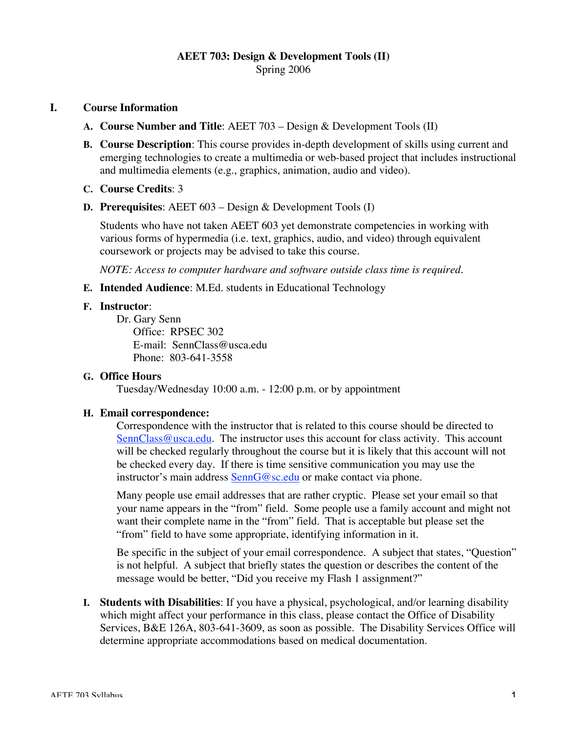# AEET 703: Design & Development Tools (II)

Spring 2006

## I. Course Information

**A. Course Number and Title**: AEET 703 – Design & Development Tools (II)

**B. Course Description**: This course provides in-depth development of skills using current and emerging technologies to create a multimedia or web-based project that includes instructional and multimedia elements (e.g., graphics, animation, audio and video).

**C. Course Credits**: 3

**D. Prerequisites**: AEET 603 – Design & Development Tools (I)

Students who have not taken AEET 603 yet demonstrate competencies in working with various forms of hypermedia (i.e. text, graphics, audio, and video) through equivalent coursework or projects may be advised to take this course.

*NOTE: Access to computer hardware and software outside class time is required.*

**E. Intended Audience**: M.Ed. students in Educational Technology

**F. Instructor**:

Dr. Gary Senn
Office: RPSEC 302
E-mail: SennClass@usca.edu
Phone: 803-641-3558

**G. Office Hours**

Tuesday/Wednesday 10:00 a.m. - 12:00 p.m. or by appointment

**H. Email correspondence:**

Correspondence with the instructor that is related to this course should be directed to SennClass@usca.edu. The instructor uses this account for class activity. This account will be checked regularly throughout the course but it is likely that this account will not be checked every day. If there is time sensitive communication you may use the instructor's main address SennG@sc.edu or make contact via phone.

Many people use email addresses that are rather cryptic. Please set your email so that your name appears in the "from" field. Some people use a family account and might not want their complete name in the "from" field. That is acceptable but please set the "from" field to have some appropriate, identifying information in it.

Be specific in the subject of your email correspondence. A subject that states, "Question" is not helpful. A subject that briefly states the question or describes the content of the message would be better, "Did you receive my Flash 1 assignment?"

**I. Students with Disabilities**: If you have a physical, psychological, and/or learning disability which might affect your performance in this class, please contact the Office of Disability Services, B&E 126A, 803-641-3609, as soon as possible. The Disability Services Office will determine appropriate accommodations based on medical documentation.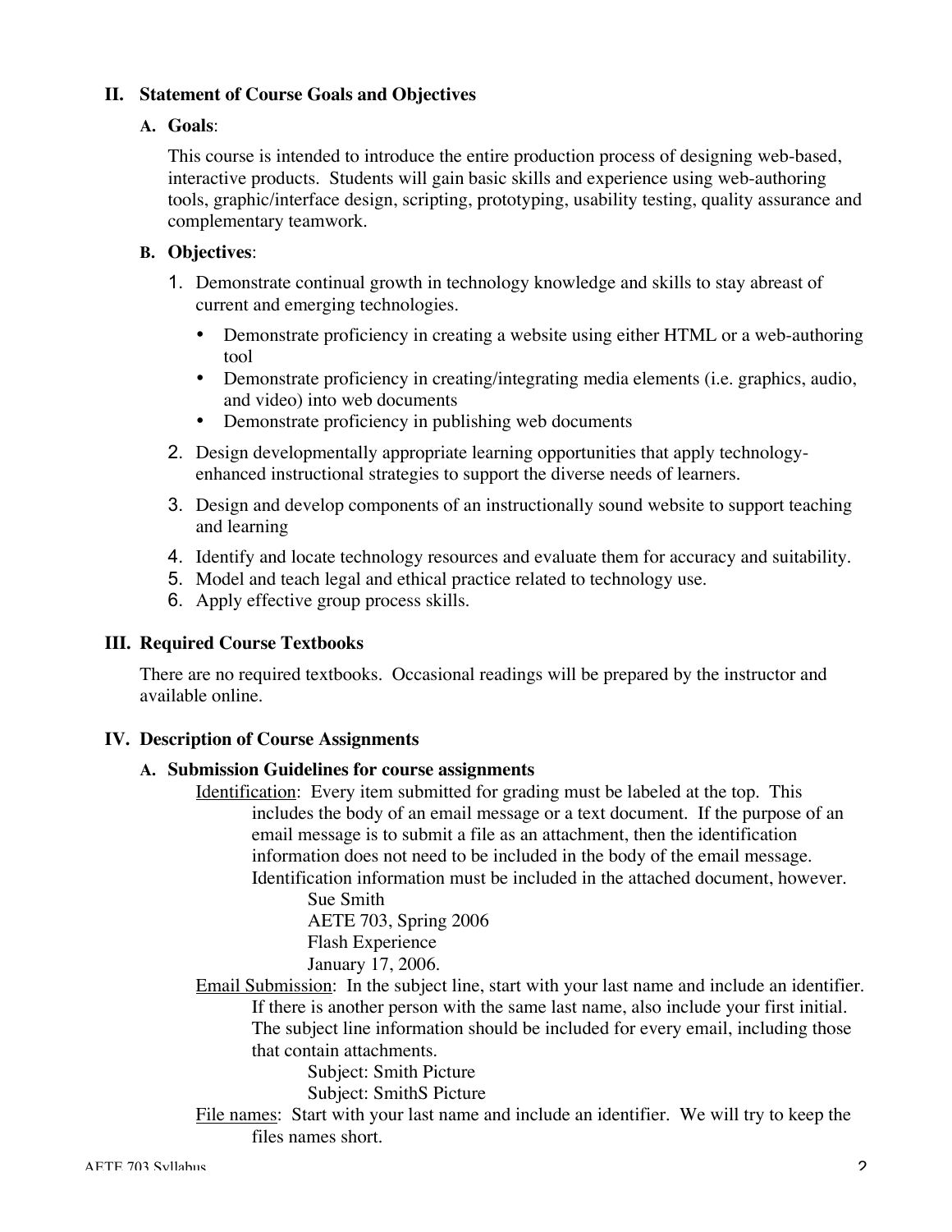## II. Statement of Course Goals and Objectives

### A. Goals:

This course is intended to introduce the entire production process of designing web-based, interactive products. Students will gain basic skills and experience using web-authoring tools, graphic/interface design, scripting, prototyping, usability testing, quality assurance and complementary teamwork.

### B. Objectives:

1. Demonstrate continual growth in technology knowledge and skills to stay abreast of current and emerging technologies.
   - Demonstrate proficiency in creating a website using either HTML or a web-authoring tool
   - Demonstrate proficiency in creating/integrating media elements (i.e. graphics, audio, and video) into web documents
   - Demonstrate proficiency in publishing web documents
2. Design developmentally appropriate learning opportunities that apply technology-enhanced instructional strategies to support the diverse needs of learners.
3. Design and develop components of an instructionally sound website to support teaching and learning
4. Identify and locate technology resources and evaluate them for accuracy and suitability.
5. Model and teach legal and ethical practice related to technology use.
6. Apply effective group process skills.

## III. Required Course Textbooks

There are no required textbooks. Occasional readings will be prepared by the instructor and available online.

## IV. Description of Course Assignments

### A. Submission Guidelines for course assignments

<u>Identification</u>: Every item submitted for grading must be labeled at the top. This includes the body of an email message or a text document. If the purpose of an email message is to submit a file as an attachment, then the identification information does not need to be included in the body of the email message. Identification information must be included in the attached document, however.

> Sue Smith
> AETE 703, Spring 2006
> Flash Experience
> January 17, 2006.

<u>Email Submission</u>: In the subject line, start with your last name and include an identifier. If there is another person with the same last name, also include your first initial. The subject line information should be included for every email, including those that contain attachments.

> Subject: Smith Picture
> Subject: SmithS Picture

<u>File names</u>: Start with your last name and include an identifier. We will try to keep the files names short.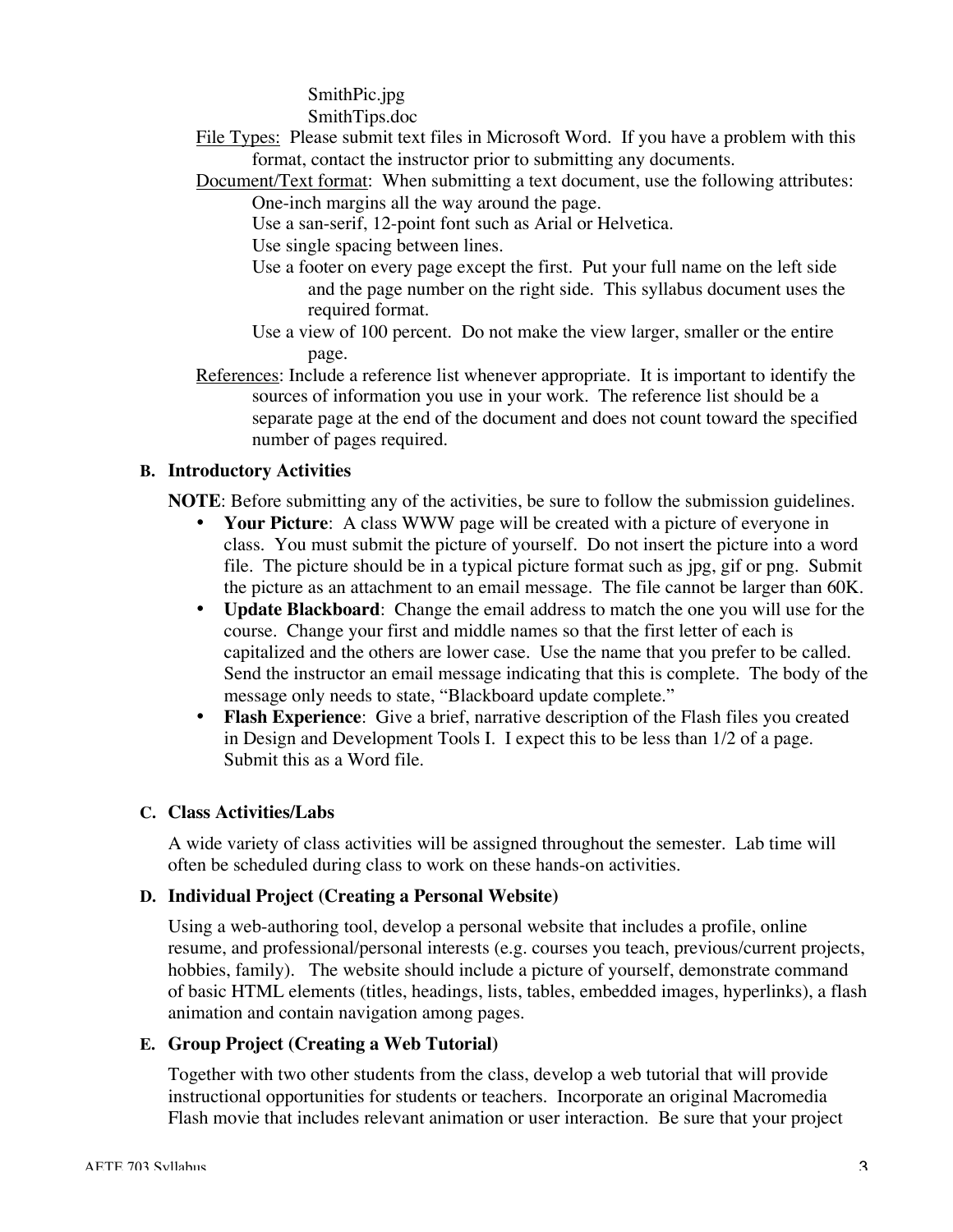SmithPic.jpg
SmithTips.doc

File Types: Please submit text files in Microsoft Word. If you have a problem with this format, contact the instructor prior to submitting any documents.

Document/Text format: When submitting a text document, use the following attributes:

- One-inch margins all the way around the page.
- Use a san-serif, 12-point font such as Arial or Helvetica.
- Use single spacing between lines.
- Use a footer on every page except the first. Put your full name on the left side and the page number on the right side. This syllabus document uses the required format.
- Use a view of 100 percent. Do not make the view larger, smaller or the entire page.

References: Include a reference list whenever appropriate. It is important to identify the sources of information you use in your work. The reference list should be a separate page at the end of the document and does not count toward the specified number of pages required.

### B. Introductory Activities

**NOTE**: Before submitting any of the activities, be sure to follow the submission guidelines.

- **Your Picture**: A class WWW page will be created with a picture of everyone in class. You must submit the picture of yourself. Do not insert the picture into a word file. The picture should be in a typical picture format such as jpg, gif or png. Submit the picture as an attachment to an email message. The file cannot be larger than 60K.
- **Update Blackboard**: Change the email address to match the one you will use for the course. Change your first and middle names so that the first letter of each is capitalized and the others are lower case. Use the name that you prefer to be called. Send the instructor an email message indicating that this is complete. The body of the message only needs to state, "Blackboard update complete."
- **Flash Experience**: Give a brief, narrative description of the Flash files you created in Design and Development Tools I. I expect this to be less than 1/2 of a page. Submit this as a Word file.

### C. Class Activities/Labs

A wide variety of class activities will be assigned throughout the semester. Lab time will often be scheduled during class to work on these hands-on activities.

### D. Individual Project (Creating a Personal Website)

Using a web-authoring tool, develop a personal website that includes a profile, online resume, and professional/personal interests (e.g. courses you teach, previous/current projects, hobbies, family). The website should include a picture of yourself, demonstrate command of basic HTML elements (titles, headings, lists, tables, embedded images, hyperlinks), a flash animation and contain navigation among pages.

### E. Group Project (Creating a Web Tutorial)

Together with two other students from the class, develop a web tutorial that will provide instructional opportunities for students or teachers. Incorporate an original Macromedia Flash movie that includes relevant animation or user interaction. Be sure that your project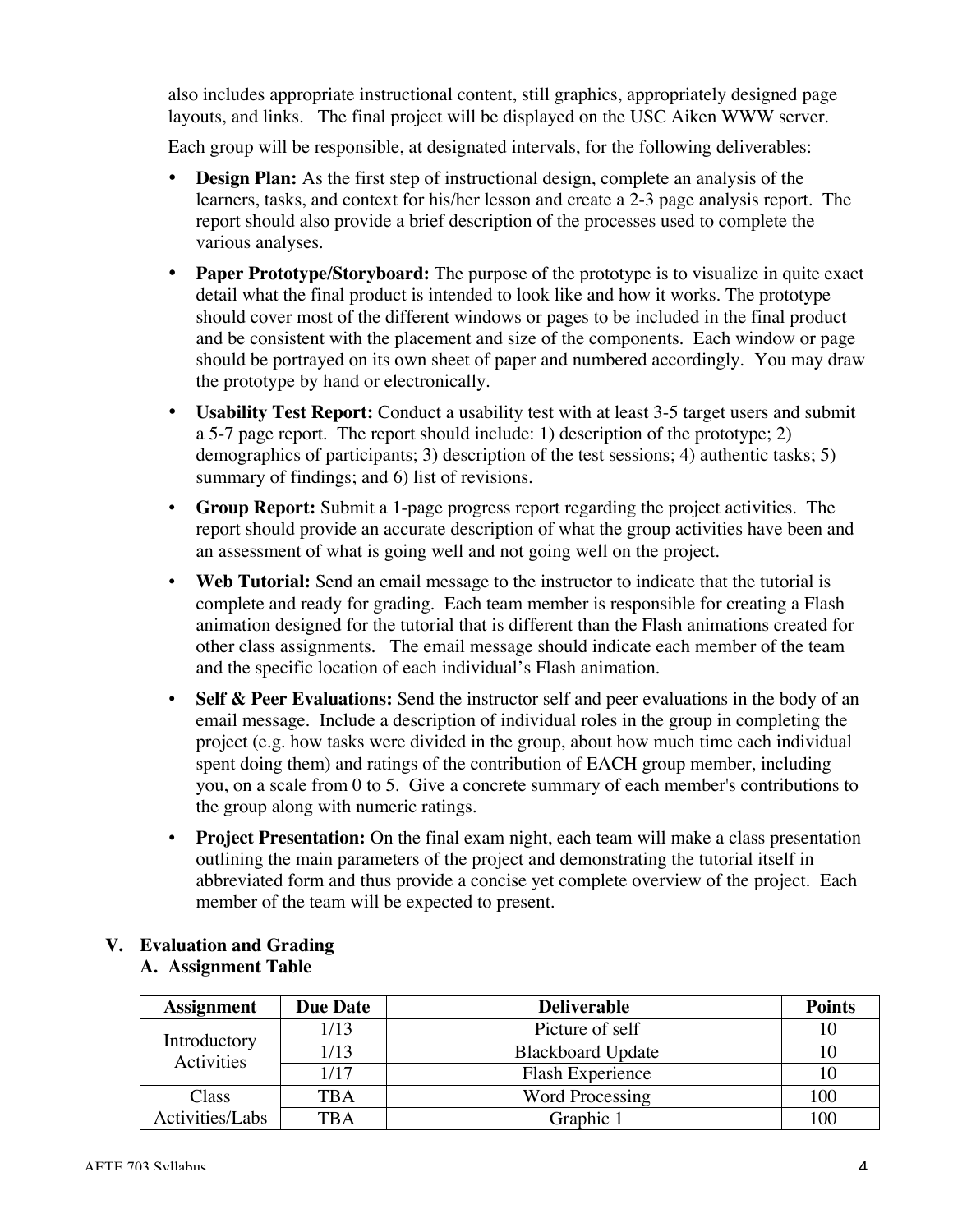also includes appropriate instructional content, still graphics, appropriately designed page layouts, and links. The final project will be displayed on the USC Aiken WWW server.

Each group will be responsible, at designated intervals, for the following deliverables:

- **Design Plan:** As the first step of instructional design, complete an analysis of the learners, tasks, and context for his/her lesson and create a 2-3 page analysis report. The report should also provide a brief description of the processes used to complete the various analyses.
- **Paper Prototype/Storyboard:** The purpose of the prototype is to visualize in quite exact detail what the final product is intended to look like and how it works. The prototype should cover most of the different windows or pages to be included in the final product and be consistent with the placement and size of the components. Each window or page should be portrayed on its own sheet of paper and numbered accordingly. You may draw the prototype by hand or electronically.
- **Usability Test Report:** Conduct a usability test with at least 3-5 target users and submit a 5-7 page report. The report should include: 1) description of the prototype; 2) demographics of participants; 3) description of the test sessions; 4) authentic tasks; 5) summary of findings; and 6) list of revisions.
- **Group Report:** Submit a 1-page progress report regarding the project activities. The report should provide an accurate description of what the group activities have been and an assessment of what is going well and not going well on the project.
- **Web Tutorial:** Send an email message to the instructor to indicate that the tutorial is complete and ready for grading. Each team member is responsible for creating a Flash animation designed for the tutorial that is different than the Flash animations created for other class assignments. The email message should indicate each member of the team and the specific location of each individual's Flash animation.
- **Self & Peer Evaluations:** Send the instructor self and peer evaluations in the body of an email message. Include a description of individual roles in the group in completing the project (e.g. how tasks were divided in the group, about how much time each individual spent doing them) and ratings of the contribution of EACH group member, including you, on a scale from 0 to 5. Give a concrete summary of each member's contributions to the group along with numeric ratings.
- **Project Presentation:** On the final exam night, each team will make a class presentation outlining the main parameters of the project and demonstrating the tutorial itself in abbreviated form and thus provide a concise yet complete overview of the project. Each member of the team will be expected to present.

## V. Evaluation and Grading

### A. Assignment Table

| Assignment | Due Date | Deliverable | Points |
|---|---|---|---|
| Introductory Activities | 1/13 | Picture of self | 10 |
| | 1/13 | Blackboard Update | 10 |
| | 1/17 | Flash Experience | 10 |
| Class Activities/Labs | TBA | Word Processing | 100 |
| | TBA | Graphic 1 | 100 |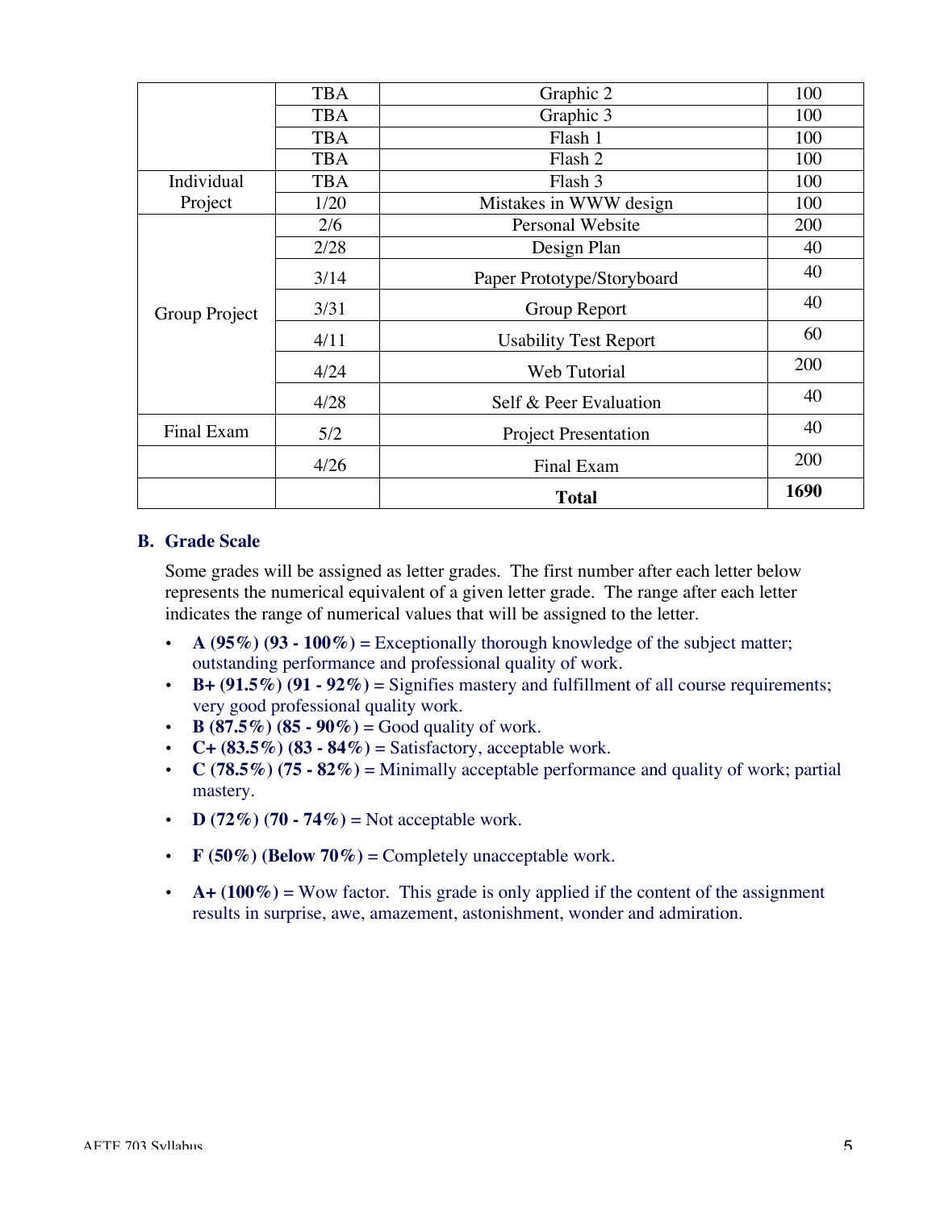| | | | |
|---|---|---|---|
| | TBA | Graphic 2 | 100 |
| | TBA | Graphic 3 | 100 |
| | TBA | Flash 1 | 100 |
| | TBA | Flash 2 | 100 |
| Individual Project | TBA | Flash 3 | 100 |
| | 1/20 | Mistakes in WWW design | 100 |
| Group Project | 2/6 | Personal Website | 200 |
| | 2/28 | Design Plan | 40 |
| | 3/14 | Paper Prototype/Storyboard | 40 |
| | 3/31 | Group Report | 40 |
| | 4/11 | Usability Test Report | 60 |
| | 4/24 | Web Tutorial | 200 |
| | 4/28 | Self & Peer Evaluation | 40 |
| Final Exam | 5/2 | Project Presentation | 40 |
| | 4/26 | Final Exam | 200 |
| | | **Total** | **1690** |

### B. Grade Scale

Some grades will be assigned as letter grades. The first number after each letter below represents the numerical equivalent of a given letter grade. The range after each letter indicates the range of numerical values that will be assigned to the letter.

- **A (95%) (93 - 100%)** = Exceptionally thorough knowledge of the subject matter; outstanding performance and professional quality of work.
- **B+ (91.5%) (91 - 92%)** = Signifies mastery and fulfillment of all course requirements; very good professional quality work.
- **B (87.5%) (85 - 90%)** = Good quality of work.
- **C+ (83.5%) (83 - 84%)** = Satisfactory, acceptable work.
- **C (78.5%) (75 - 82%)** = Minimally acceptable performance and quality of work; partial mastery.
- **D (72%) (70 - 74%)** = Not acceptable work.
- **F (50%) (Below 70%)** = Completely unacceptable work.
- **A+ (100%)** = Wow factor. This grade is only applied if the content of the assignment results in surprise, awe, amazement, astonishment, wonder and admiration.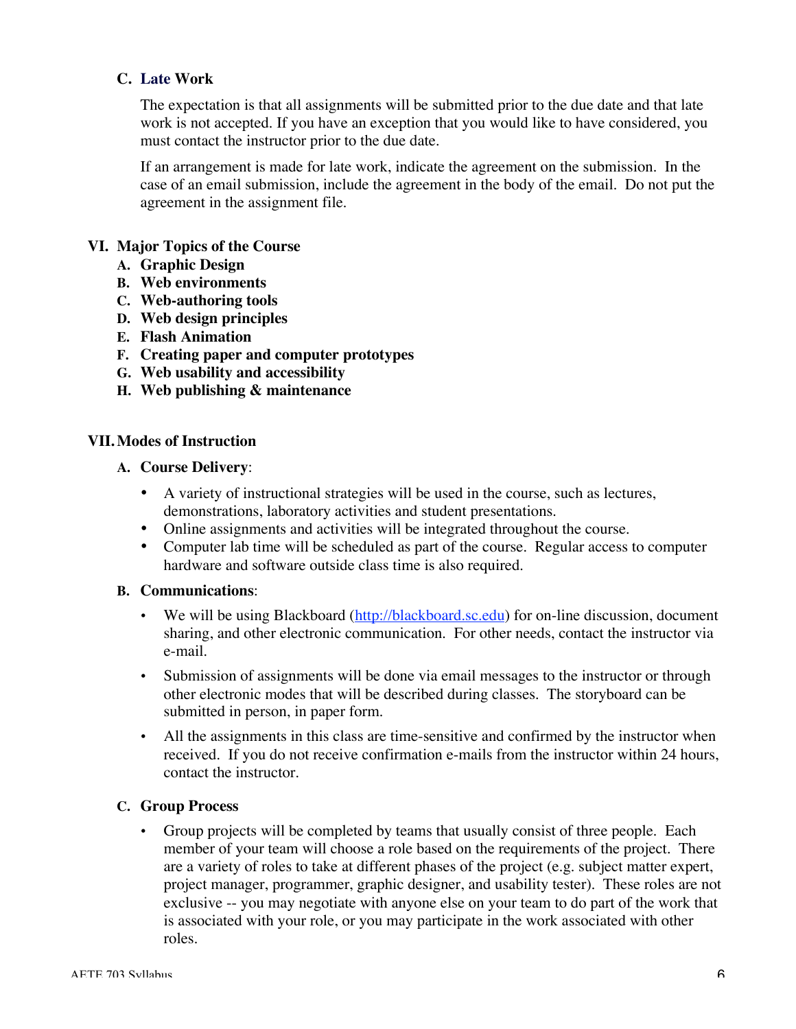### C. Late Work

The expectation is that all assignments will be submitted prior to the due date and that late work is not accepted. If you have an exception that you would like to have considered, you must contact the instructor prior to the due date.

If an arrangement is made for late work, indicate the agreement on the submission. In the case of an email submission, include the agreement in the body of the email. Do not put the agreement in the assignment file.

## VI. Major Topics of the Course

**A. Graphic Design**
**B. Web environments**
**C. Web-authoring tools**
**D. Web design principles**
**E. Flash Animation**
**F. Creating paper and computer prototypes**
**G. Web usability and accessibility**
**H. Web publishing & maintenance**

## VII. Modes of Instruction

### A. Course Delivery:

- A variety of instructional strategies will be used in the course, such as lectures, demonstrations, laboratory activities and student presentations.
- Online assignments and activities will be integrated throughout the course.
- Computer lab time will be scheduled as part of the course. Regular access to computer hardware and software outside class time is also required.

### B. Communications:

- We will be using Blackboard (http://blackboard.sc.edu) for on-line discussion, document sharing, and other electronic communication. For other needs, contact the instructor via e-mail.
- Submission of assignments will be done via email messages to the instructor or through other electronic modes that will be described during classes. The storyboard can be submitted in person, in paper form.
- All the assignments in this class are time-sensitive and confirmed by the instructor when received. If you do not receive confirmation e-mails from the instructor within 24 hours, contact the instructor.

### C. Group Process

- Group projects will be completed by teams that usually consist of three people. Each member of your team will choose a role based on the requirements of the project. There are a variety of roles to take at different phases of the project (e.g. subject matter expert, project manager, programmer, graphic designer, and usability tester). These roles are not exclusive -- you may negotiate with anyone else on your team to do part of the work that is associated with your role, or you may participate in the work associated with other roles.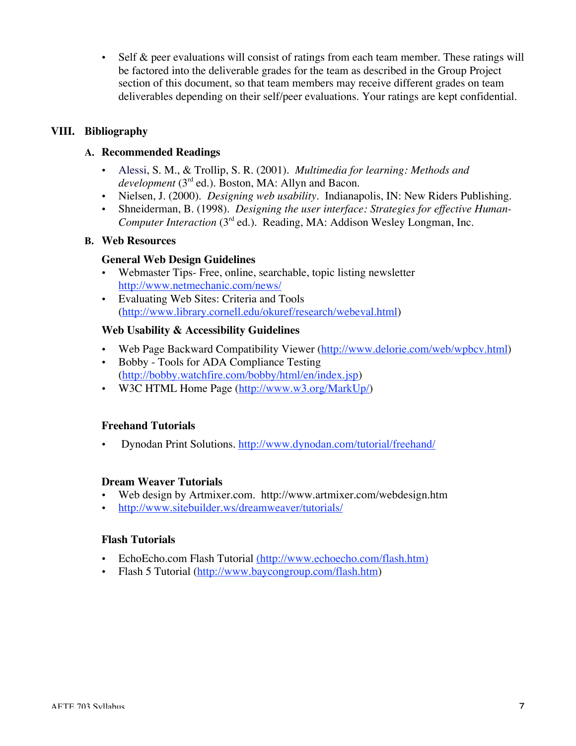- Self & peer evaluations will consist of ratings from each team member. These ratings will be factored into the deliverable grades for the team as described in the Group Project section of this document, so that team members may receive different grades on team deliverables depending on their self/peer evaluations. Your ratings are kept confidential.

## VIII. Bibliography

### A. Recommended Readings

- Alessi, S. M., & Trollip, S. R. (2001). *Multimedia for learning: Methods and development* (3rd ed.). Boston, MA: Allyn and Bacon.
- Nielsen, J. (2000). *Designing web usability*. Indianapolis, IN: New Riders Publishing.
- Shneiderman, B. (1998). *Designing the user interface: Strategies for effective Human-Computer Interaction* (3rd ed.). Reading, MA: Addison Wesley Longman, Inc.

### B. Web Resources

#### General Web Design Guidelines

- Webmaster Tips- Free, online, searchable, topic listing newsletter http://www.netmechanic.com/news/
- Evaluating Web Sites: Criteria and Tools (http://www.library.cornell.edu/okuref/research/webeval.html)

#### Web Usability & Accessibility Guidelines

- Web Page Backward Compatibility Viewer (http://www.delorie.com/web/wpbcv.html)
- Bobby - Tools for ADA Compliance Testing (http://bobby.watchfire.com/bobby/html/en/index.jsp)
- W3C HTML Home Page (http://www.w3.org/MarkUp/)

#### Freehand Tutorials

- Dynodan Print Solutions. http://www.dynodan.com/tutorial/freehand/

#### Dream Weaver Tutorials

- Web design by Artmixer.com. http://www.artmixer.com/webdesign.htm
- http://www.sitebuilder.ws/dreamweaver/tutorials/

#### Flash Tutorials

- EchoEcho.com Flash Tutorial (http://www.echoecho.com/flash.htm)
- Flash 5 Tutorial (http://www.baycongroup.com/flash.htm)